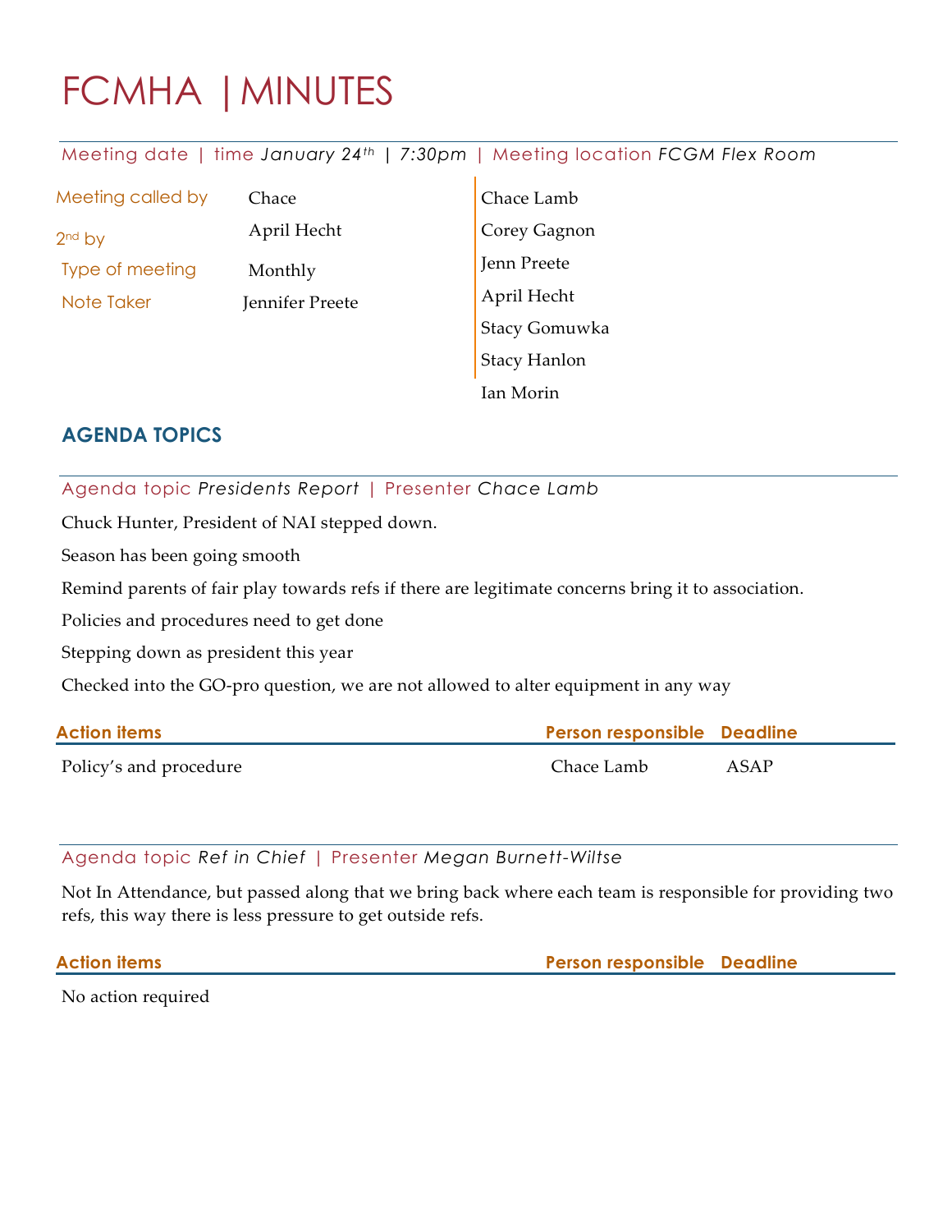# FCMHA | MINUTES

Meeting date | time *January 24$^{th}$ | 7:30pm* | Meeting location *FCGM Flex Room*

| | |
|---|---|
| Meeting called by | Chace |
| 2$^{nd}$ by | April Hecht |
| Type of meeting | Monthly |
| Note Taker | Jennifer Preete |

Chace Lamb
Corey Gagnon
Jenn Preete
April Hecht
Stacy Gomuwka
Stacy Hanlon
Ian Morin

## AGENDA TOPICS

Agenda topic *Presidents Report* | Presenter *Chace Lamb*

Chuck Hunter, President of NAI stepped down.

Season has been going smooth

Remind parents of fair play towards refs if there are legitimate concerns bring it to association.

Policies and procedures need to get done

Stepping down as president this year

Checked into the GO-pro question, we are not allowed to alter equipment in any way

| Action items | Person responsible | Deadline |
|---|---|---|
| Policy's and procedure | Chace Lamb | ASAP |

Agenda topic *Ref in Chief* | Presenter *Megan Burnett-Wiltse*

Not In Attendance, but passed along that we bring back where each team is responsible for providing two refs, this way there is less pressure to get outside refs.

| Action items | Person responsible | Deadline |
|---|---|---|
| No action required | | |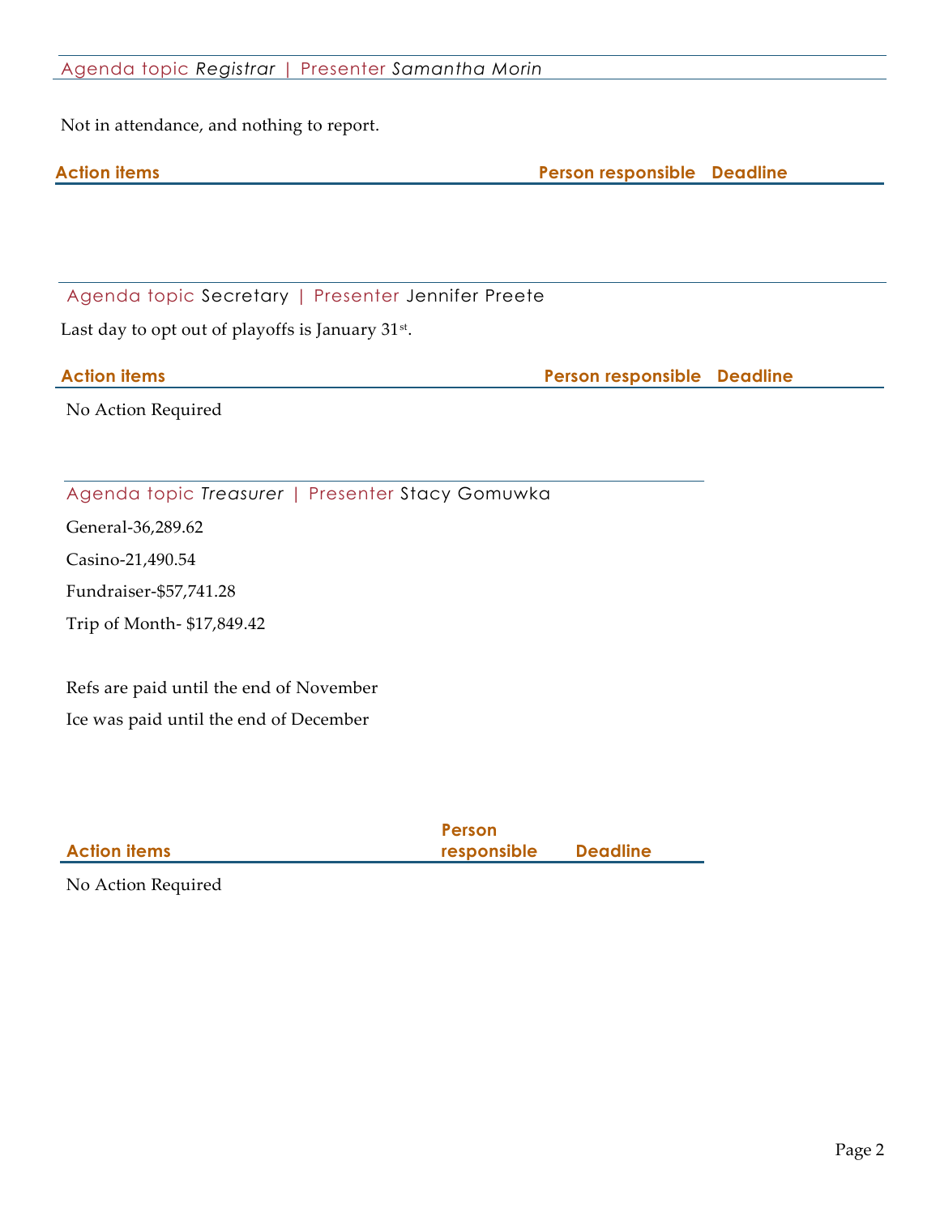## Agenda topic *Registrar* | Presenter *Samantha Morin*

Not in attendance, and nothing to report.

| Action items | Person responsible | Deadline |
|---|---|---|

## Agenda topic Secretary | Presenter Jennifer Preete

Last day to opt out of playoffs is January 31st.

| Action items | Person responsible | Deadline |
|---|---|---|

No Action Required

## Agenda topic *Treasurer* | Presenter Stacy Gomuwka

General-36,289.62

Casino-21,490.54

Fundraiser-$57,741.28

Trip of Month- $17,849.42

Refs are paid until the end of November

Ice was paid until the end of December

| Action items | Person responsible | Deadline |
|---|---|---|

No Action Required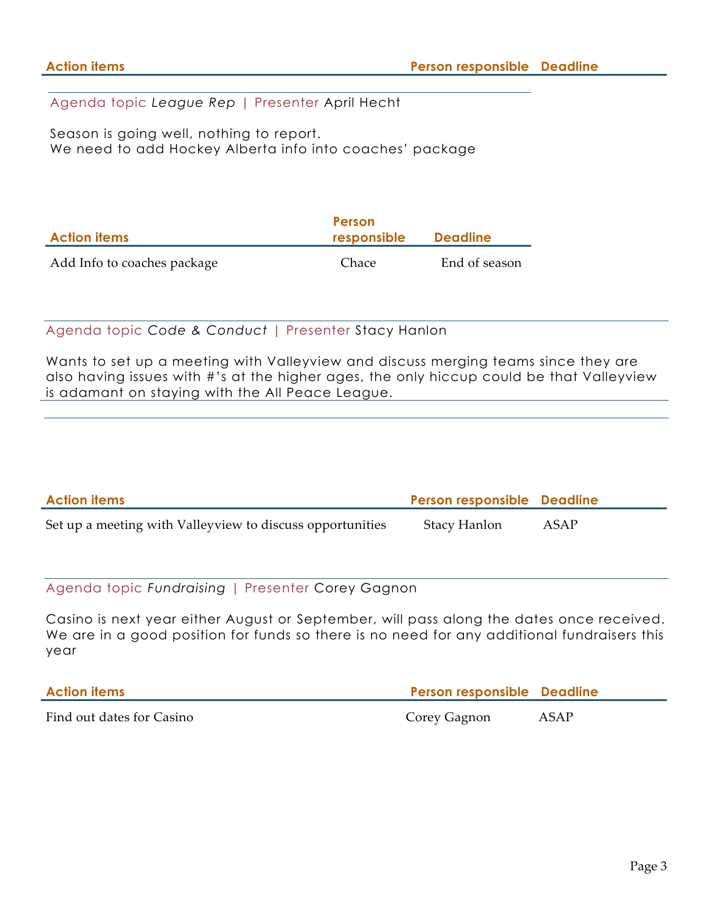| Action items | Person responsible | Deadline |
| --- | --- | --- |

Agenda topic *League Rep* | Presenter April Hecht

Season is going well, nothing to report.
We need to add Hockey Alberta info into coaches' package

| Action items | Person responsible | Deadline |
| --- | --- | --- |
| Add Info to coaches package | Chace | End of season |

Agenda topic *Code & Conduct* | Presenter Stacy Hanlon

Wants to set up a meeting with Valleyview and discuss merging teams since they are also having issues with #'s at the higher ages, the only hiccup could be that Valleyview is adamant on staying with the All Peace League.

| Action items | Person responsible | Deadline |
| --- | --- | --- |
| Set up a meeting with Valleyview to discuss opportunities | Stacy Hanlon | ASAP |

Agenda topic *Fundraising* | Presenter Corey Gagnon

Casino is next year either August or September, will pass along the dates once received. We are in a good position for funds so there is no need for any additional fundraisers this year

| Action items | Person responsible | Deadline |
| --- | --- | --- |
| Find out dates for Casino | Corey Gagnon | ASAP |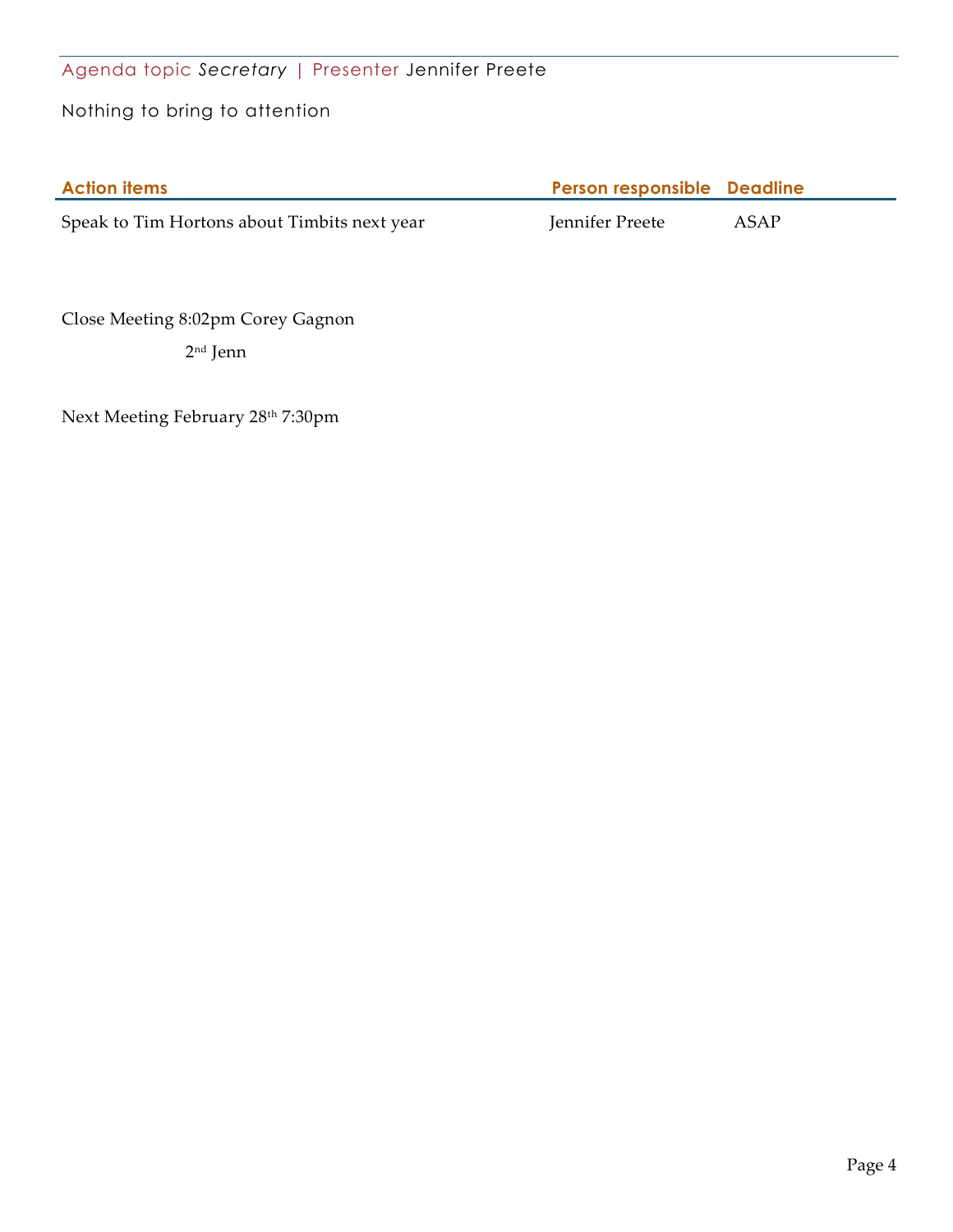Agenda topic *Secretary* | Presenter Jennifer Preete

Nothing to bring to attention

| Action items | Person responsible | Deadline |
|---|---|---|
| Speak to Tim Hortons about Timbits next year | Jennifer Preete | ASAP |

Close Meeting 8:02pm Corey Gagnon

2nd Jenn

Next Meeting February 28th 7:30pm